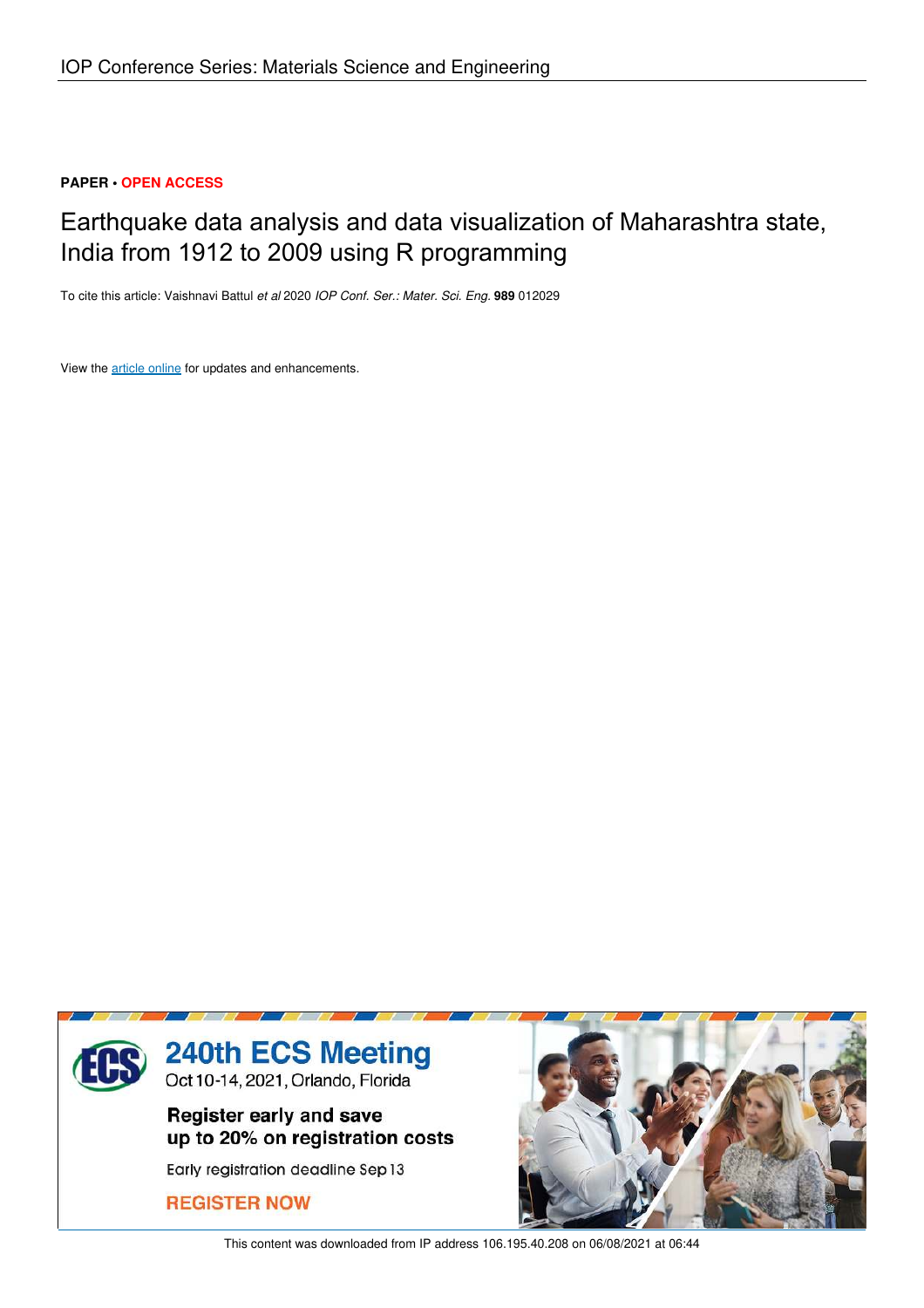PAPER • OPEN ACCESS

# Earthquake data analysis and data visualization of Maharashtra state, India from 1912 to 2009 using R programming

To cite this article: Vaishnavi Battul *et al* 2020 *IOP Conf. Ser.: Mater. Sci. Eng.* **989** 012029

View the article online for updates and enhancements.

240th ECS Meeting
Oct 10-14, 2021, Orlando, Florida

Register early and save up to 20% on registration costs

Early registration deadline Sep 13

REGISTER NOW

This content was downloaded from IP address 106.195.40.208 on 06/08/2021 at 06:44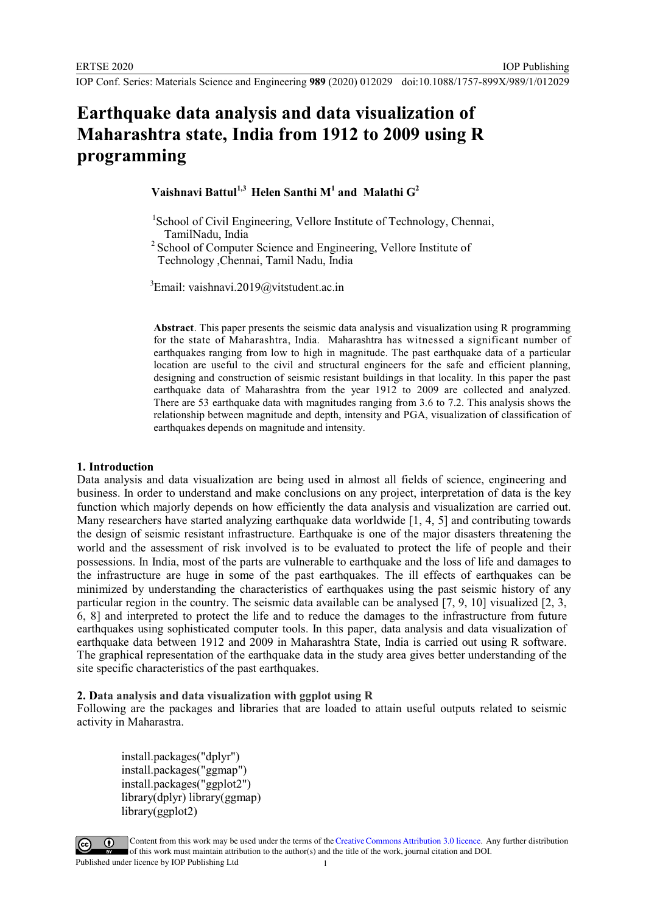# Earthquake data analysis and data visualization of Maharashtra state, India from 1912 to 2009 using R programming

**Vaishnavi Battul[1,3] Helen Santhi M[1] and Malathi G[2]**

[1]School of Civil Engineering, Vellore Institute of Technology, Chennai, TamilNadu, India

[2] School of Computer Science and Engineering, Vellore Institute of Technology ,Chennai, Tamil Nadu, India

[3]Email: vaishnavi.2019@vitstudent.ac.in

**Abstract**. This paper presents the seismic data analysis and visualization using R programming for the state of Maharashtra, India. Maharashtra has witnessed a significant number of earthquakes ranging from low to high in magnitude. The past earthquake data of a particular location are useful to the civil and structural engineers for the safe and efficient planning, designing and construction of seismic resistant buildings in that locality. In this paper the past earthquake data of Maharashtra from the year 1912 to 2009 are collected and analyzed. There are 53 earthquake data with magnitudes ranging from 3.6 to 7.2. This analysis shows the relationship between magnitude and depth, intensity and PGA, visualization of classification of earthquakes depends on magnitude and intensity.

## 1. Introduction

Data analysis and data visualization are being used in almost all fields of science, engineering and business. In order to understand and make conclusions on any project, interpretation of data is the key function which majorly depends on how efficiently the data analysis and visualization are carried out. Many researchers have started analyzing earthquake data worldwide [1, 4, 5] and contributing towards the design of seismic resistant infrastructure. Earthquake is one of the major disasters threatening the world and the assessment of risk involved is to be evaluated to protect the life of people and their possessions. In India, most of the parts are vulnerable to earthquake and the loss of life and damages to the infrastructure are huge in some of the past earthquakes. The ill effects of earthquakes can be minimized by understanding the characteristics of earthquakes using the past seismic history of any particular region in the country. The seismic data available can be analysed [7, 9, 10] visualized [2, 3, 6, 8] and interpreted to protect the life and to reduce the damages to the infrastructure from future earthquakes using sophisticated computer tools. In this paper, data analysis and data visualization of earthquake data between 1912 and 2009 in Maharashtra State, India is carried out using R software. The graphical representation of the earthquake data in the study area gives better understanding of the site specific characteristics of the past earthquakes.

## 2. Data analysis and data visualization with ggplot using R

Following are the packages and libraries that are loaded to attain useful outputs related to seismic activity in Maharastra.

```
install.packages("dplyr")
install.packages("ggmap")
install.packages("ggplot2")
library(dplyr) library(ggmap)
library(ggplot2)
```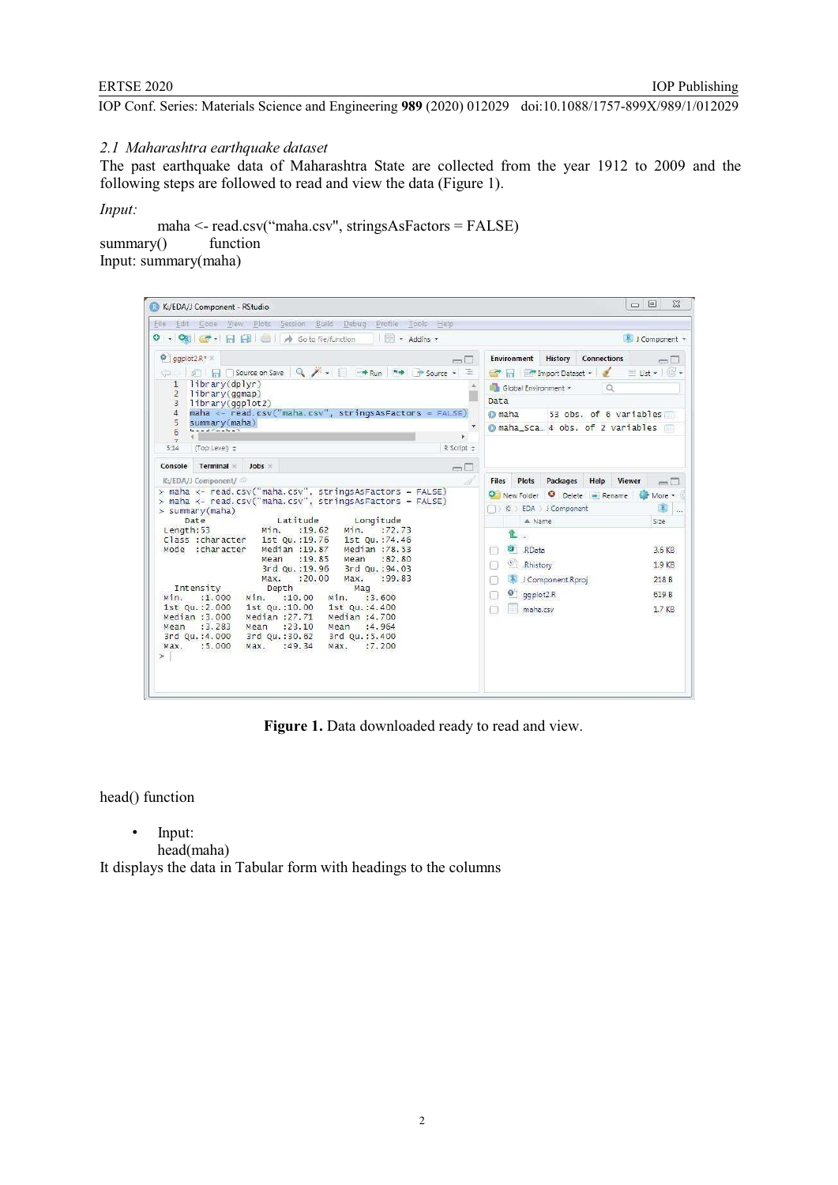### 2.1 *Maharashtra earthquake dataset*

The past earthquake data of Maharashtra State are collected from the year 1912 to 2009 and the following steps are followed to read and view the data (Figure 1).

*Input:*

```
maha <- read.csv("maha.csv", stringsAsFactors = FALSE)
```

summary() function

Input: summary(maha)

**Figure 1.** Data downloaded ready to read and view.

head() function

- Input:
  head(maha)

It displays the data in Tabular form with headings to the columns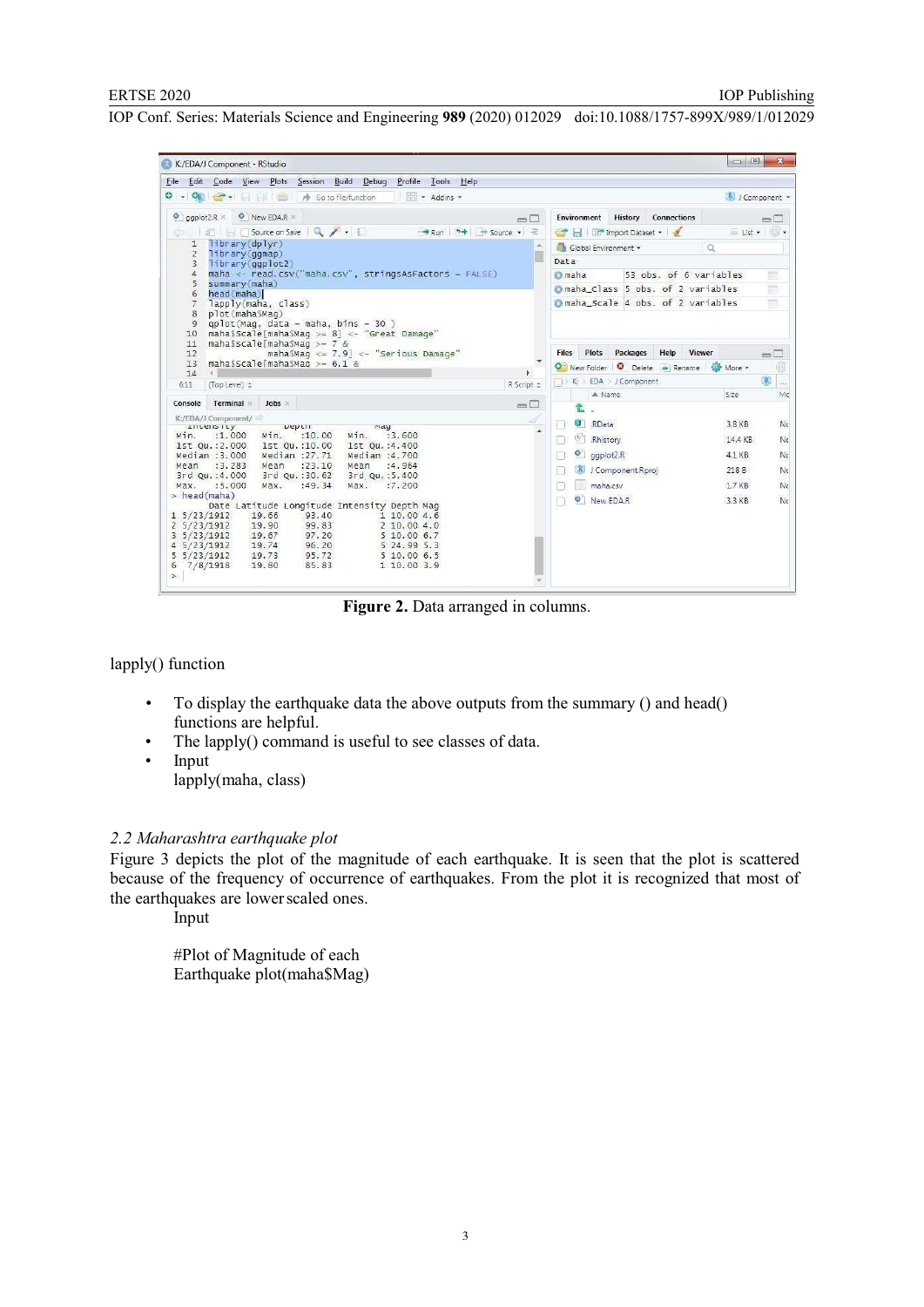**Figure 2.** Data arranged in columns.

lapply() function

- To display the earthquake data the above outputs from the summary () and head() functions are helpful.
- The lapply() command is useful to see classes of data.
- Input
  lapply(maha, class)

### *2.2 Maharashtra earthquake plot*

Figure 3 depicts the plot of the magnitude of each earthquake. It is seen that the plot is scattered because of the frequency of occurrence of earthquakes. From the plot it is recognized that most of the earthquakes are lower scaled ones.

Input

```
#Plot of Magnitude of each
Earthquake plot(maha$Mag)
```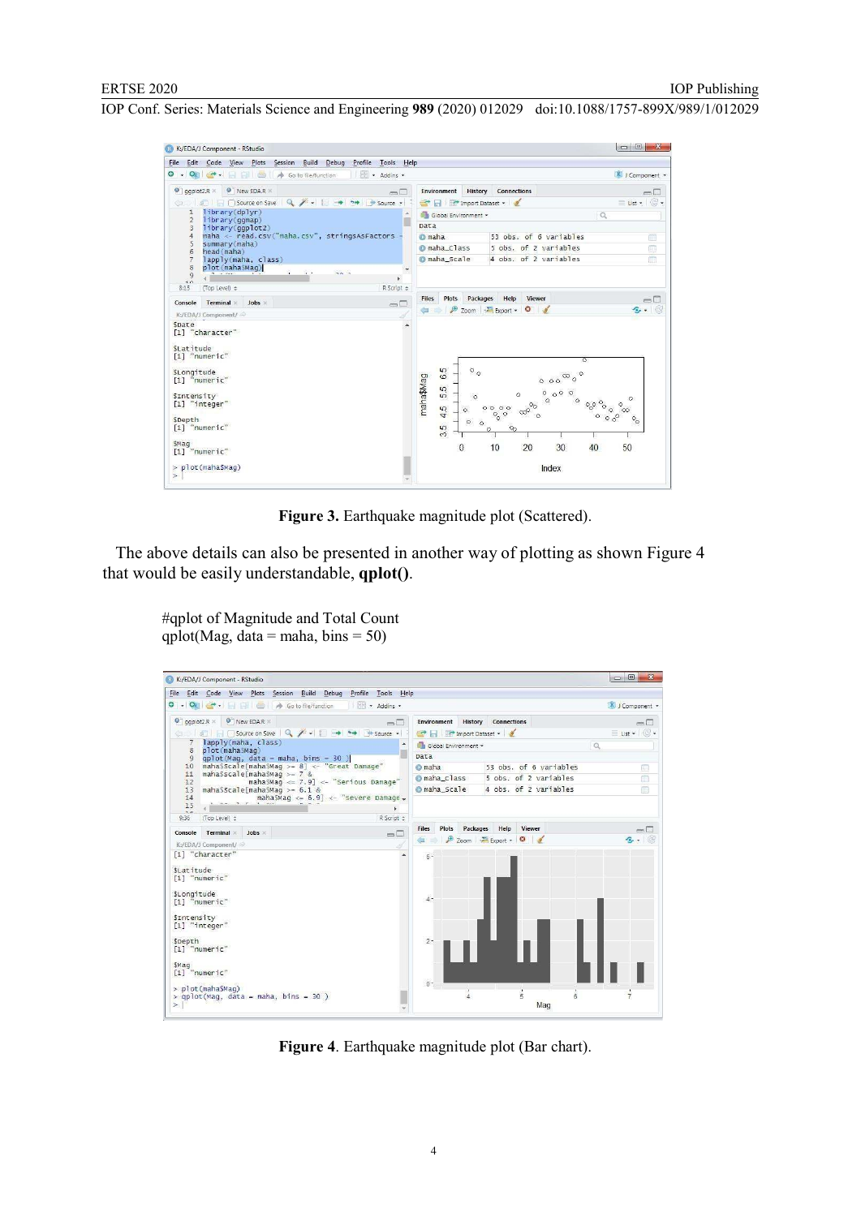**Figure 3.** Earthquake magnitude plot (Scattered).

The above details can also be presented in another way of plotting as shown Figure 4 that would be easily understandable, **qplot()**.

```
#qplot of Magnitude and Total Count
qplot(Mag, data = maha, bins = 50)
```

**Figure 4**. Earthquake magnitude plot (Bar chart).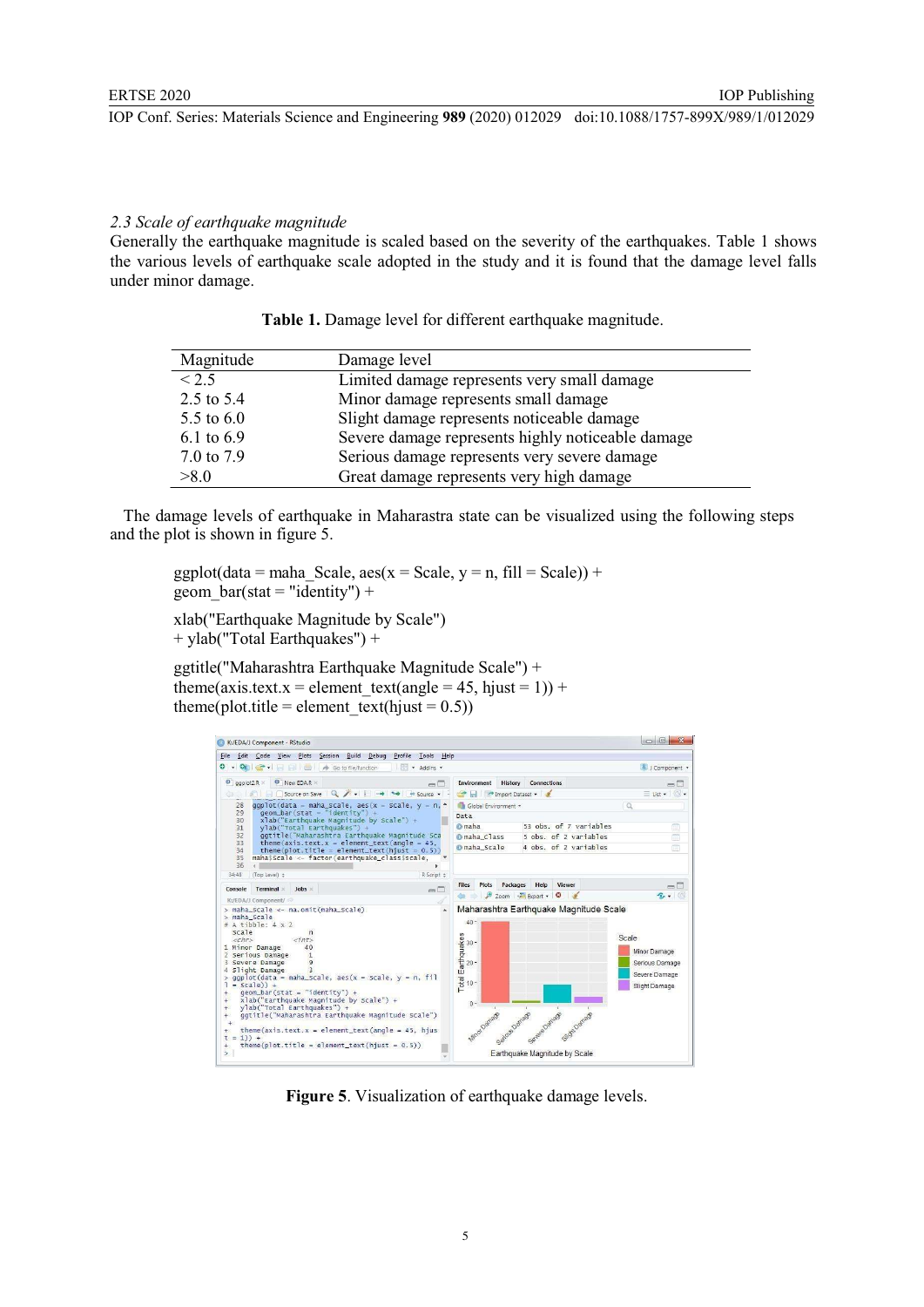*2.3 Scale of earthquake magnitude*

Generally the earthquake magnitude is scaled based on the severity of the earthquakes. Table 1 shows the various levels of earthquake scale adopted in the study and it is found that the damage level falls under minor damage.

**Table 1.** Damage level for different earthquake magnitude.

| Magnitude | Damage level |
|---|---|
| < 2.5 | Limited damage represents very small damage |
| 2.5 to 5.4 | Minor damage represents small damage |
| 5.5 to 6.0 | Slight damage represents noticeable damage |
| 6.1 to 6.9 | Severe damage represents highly noticeable damage |
| 7.0 to 7.9 | Serious damage represents very severe damage |
| >8.0 | Great damage represents very high damage |

The damage levels of earthquake in Maharastra state can be visualized using the following steps and the plot is shown in figure 5.

```
ggplot(data = maha_Scale, aes(x = Scale, y = n, fill = Scale)) +
geom_bar(stat = "identity") +

xlab("Earthquake Magnitude by Scale")
+ ylab("Total Earthquakes") +

ggtitle("Maharashtra Earthquake Magnitude Scale") +
theme(axis.text.x = element_text(angle = 45, hjust = 1)) +
theme(plot.title = element_text(hjust = 0.5))
```

**Figure 5**. Visualization of earthquake damage levels.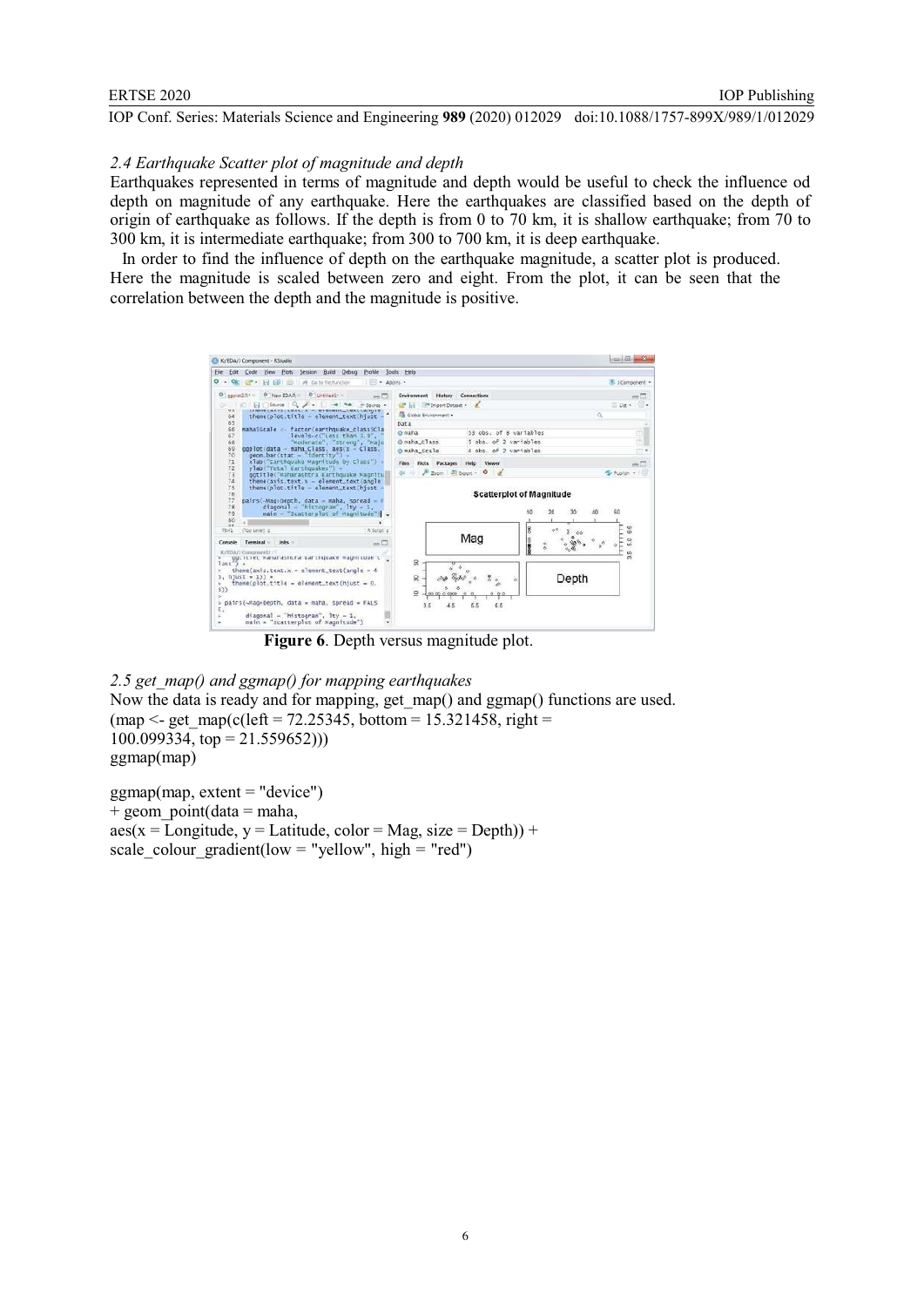### *2.4 Earthquake Scatter plot of magnitude and depth*

Earthquakes represented in terms of magnitude and depth would be useful to check the influence od depth on magnitude of any earthquake. Here the earthquakes are classified based on the depth of origin of earthquake as follows. If the depth is from 0 to 70 km, it is shallow earthquake; from 70 to 300 km, it is intermediate earthquake; from 300 to 700 km, it is deep earthquake.

In order to find the influence of depth on the earthquake magnitude, a scatter plot is produced. Here the magnitude is scaled between zero and eight. From the plot, it can be seen that the correlation between the depth and the magnitude is positive.

**Figure 6**. Depth versus magnitude plot.

### *2.5 get_map() and ggmap() for mapping earthquakes*

Now the data is ready and for mapping, get_map() and ggmap() functions are used.

```
(map <- get_map(c(left = 72.25345, bottom = 15.321458, right =
100.099334, top = 21.559652)))
ggmap(map)

ggmap(map, extent = "device")
+ geom_point(data = maha,
aes(x = Longitude, y = Latitude, color = Mag, size = Depth)) +
scale_colour_gradient(low = "yellow", high = "red")
```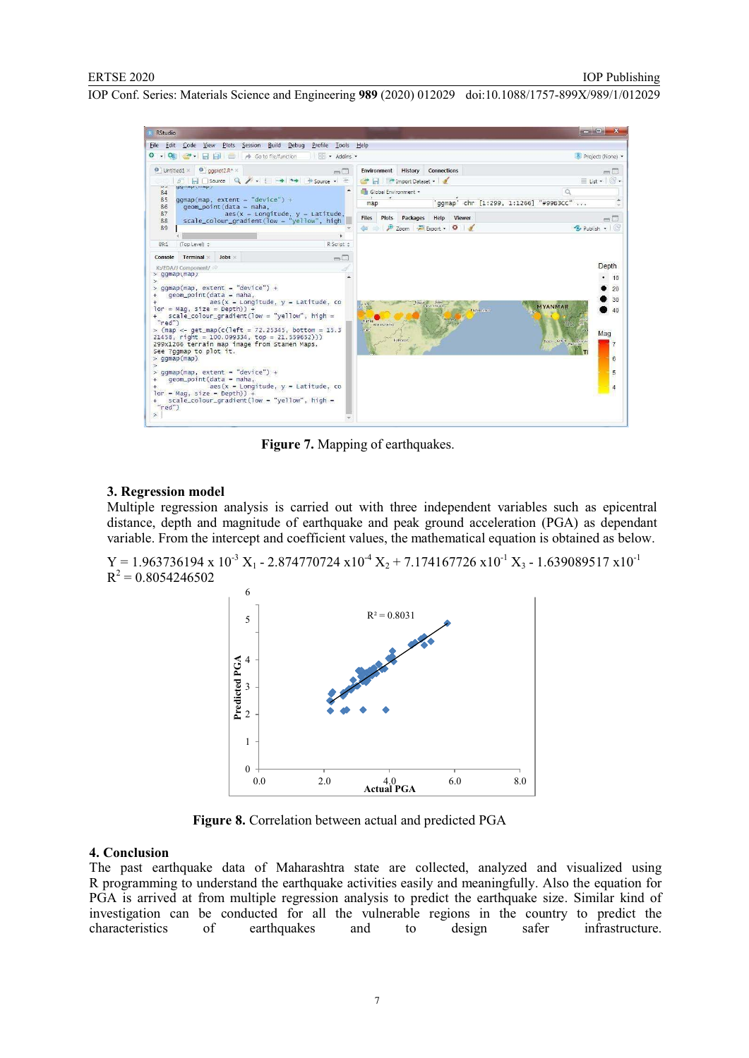Figure 7. Mapping of earthquakes.

## 3. Regression model

Multiple regression analysis is carried out with three independent variables such as epicentral distance, depth and magnitude of earthquake and peak ground acceleration (PGA) as dependant variable. From the intercept and coefficient values, the mathematical equation is obtained as below.

$$Y = 1.963736194 \times 10^{-3} X_1 - 2.874770724 \times 10^{-4} X_2 + 7.174167726 \times 10^{-1} X_3 - 1.639089517 \times 10^{-1}$$

$R^2 = 0.8054246502$

Figure 8. Correlation between actual and predicted PGA

## 4. Conclusion

The past earthquake data of Maharashtra state are collected, analyzed and visualized using R programming to understand the earthquake activities easily and meaningfully. Also the equation for PGA is arrived at from multiple regression analysis to predict the earthquake size. Similar kind of investigation can be conducted for all the vulnerable regions in the country to predict the characteristics of earthquakes and to design safer infrastructure.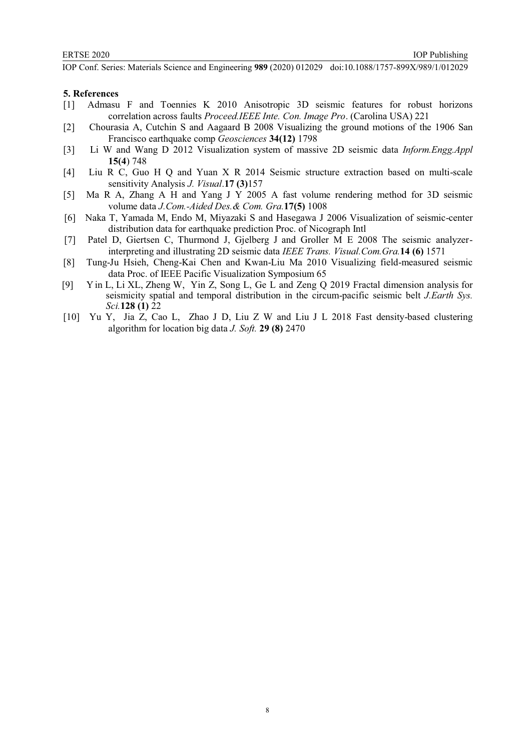## 5. References

[1] Admasu F and Toennies K 2010 Anisotropic 3D seismic features for robust horizons correlation across faults *Proceed.IEEE Inte. Con. Image Pro*. (Carolina USA) 221

[2] Chourasia A, Cutchin S and Aagaard B 2008 Visualizing the ground motions of the 1906 San Francisco earthquake comp *Geosciences* **34(12)** 1798

[3] Li W and Wang D 2012 Visualization system of massive 2D seismic data *Inform.Engg.Appl* **15(4)** 748

[4] Liu R C, Guo H Q and Yuan X R 2014 Seismic structure extraction based on multi-scale sensitivity Analysis *J. Visual*.**17 (3)**157

[5] Ma R A, Zhang A H and Yang J Y 2005 A fast volume rendering method for 3D seismic volume data *J.Com.-Aided Des.& Com. Gra.***17(5)** 1008

[6] Naka T, Yamada M, Endo M, Miyazaki S and Hasegawa J 2006 Visualization of seismic-center distribution data for earthquake prediction Proc. of Nicograph Intl

[7] Patel D, Giertsen C, Thurmond J, Gjelberg J and Groller M E 2008 The seismic analyzer-interpreting and illustrating 2D seismic data *IEEE Trans. Visual.Com.Gra.***14 (6)** 1571

[8] Tung-Ju Hsieh, Cheng-Kai Chen and Kwan-Liu Ma 2010 Visualizing field-measured seismic data Proc. of IEEE Pacific Visualization Symposium 65

[9] Y in L, Li XL, Zheng W, Yin Z, Song L, Ge L and Zeng Q 2019 Fractal dimension analysis for seismicity spatial and temporal distribution in the circum-pacific seismic belt *J.Earth Sys. Sci.***128 (1)** 22

[10] Yu Y, Jia Z, Cao L, Zhao J D, Liu Z W and Liu J L 2018 Fast density-based clustering algorithm for location big data *J. Soft.* **29 (8)** 2470